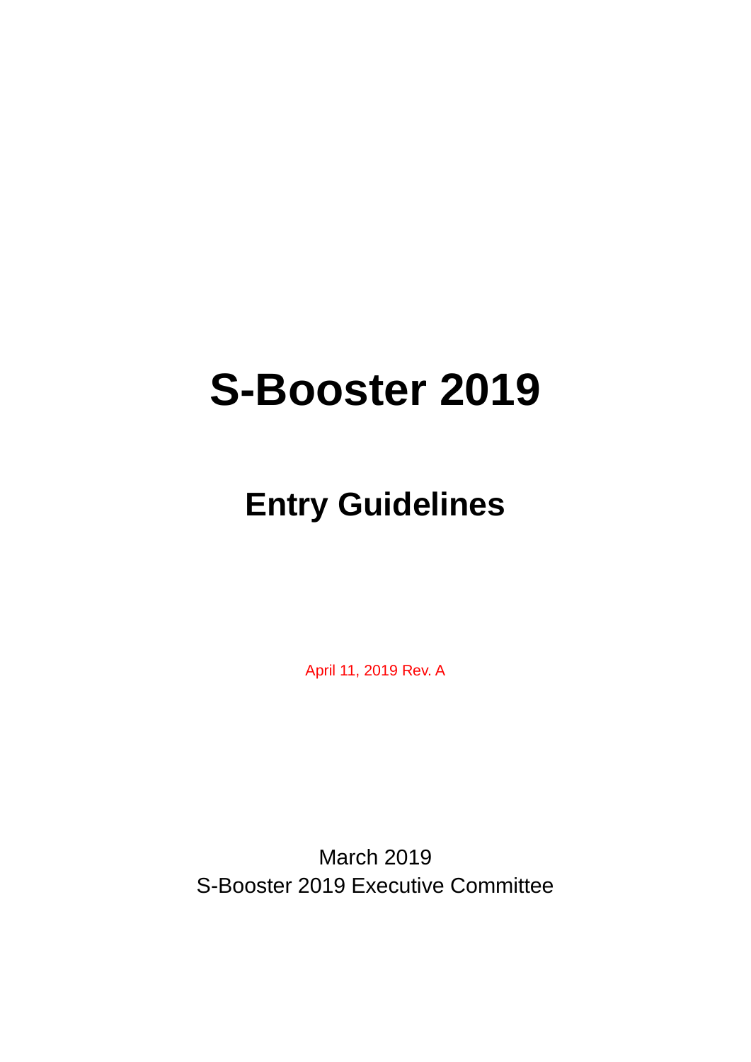# S-Booster 2019

## Entry Guidelines

April 11, 2019 Rev. A

March 2019
S-Booster 2019 Executive Committee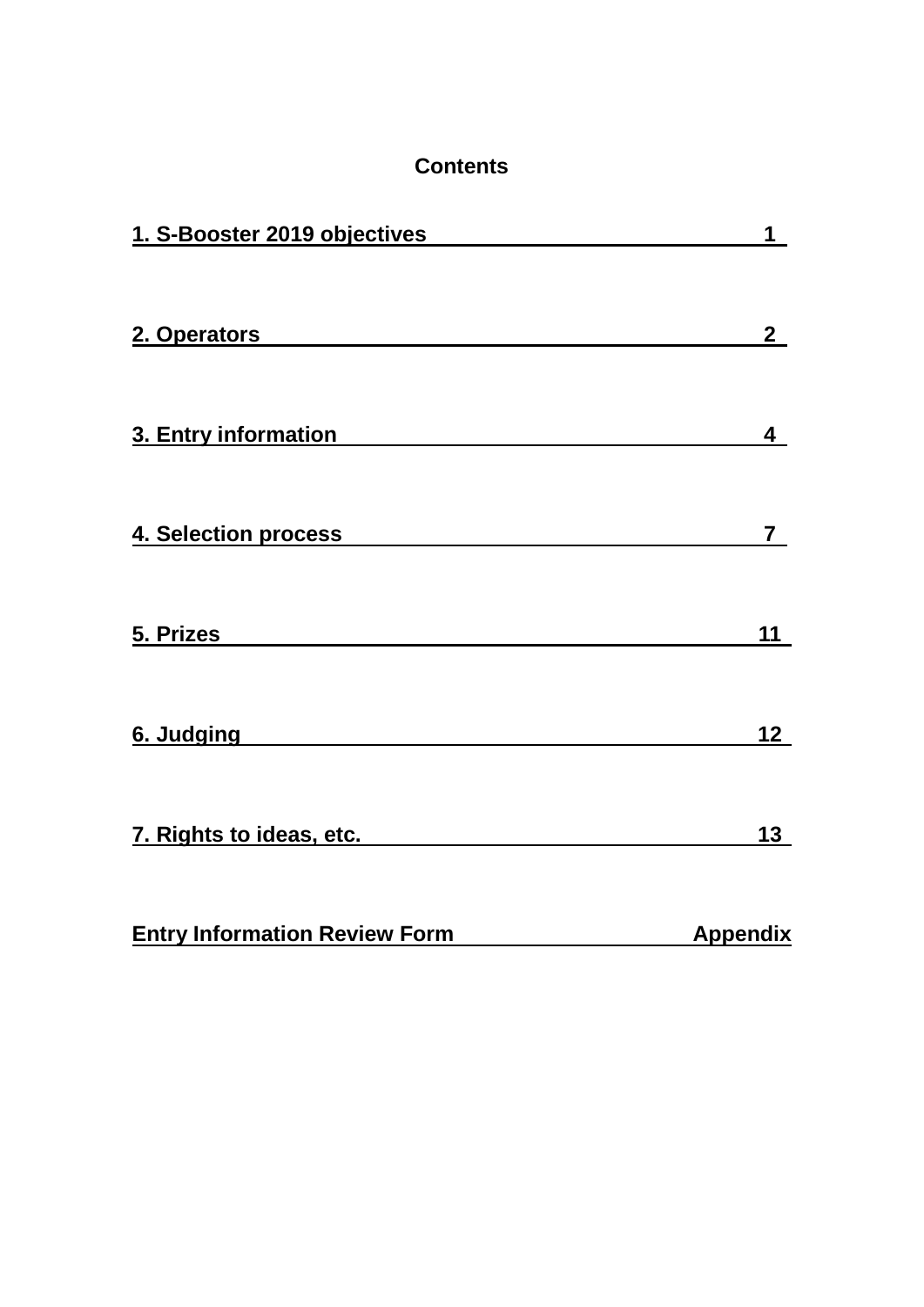# Contents

| | |
|---|---|
| 1. S-Booster 2019 objectives | 1 |
| 2. Operators | 2 |
| 3. Entry information | 4 |
| 4. Selection process | 7 |
| 5. Prizes | 11 |
| 6. Judging | 12 |
| 7. Rights to ideas, etc. | 13 |
| Entry Information Review Form | Appendix |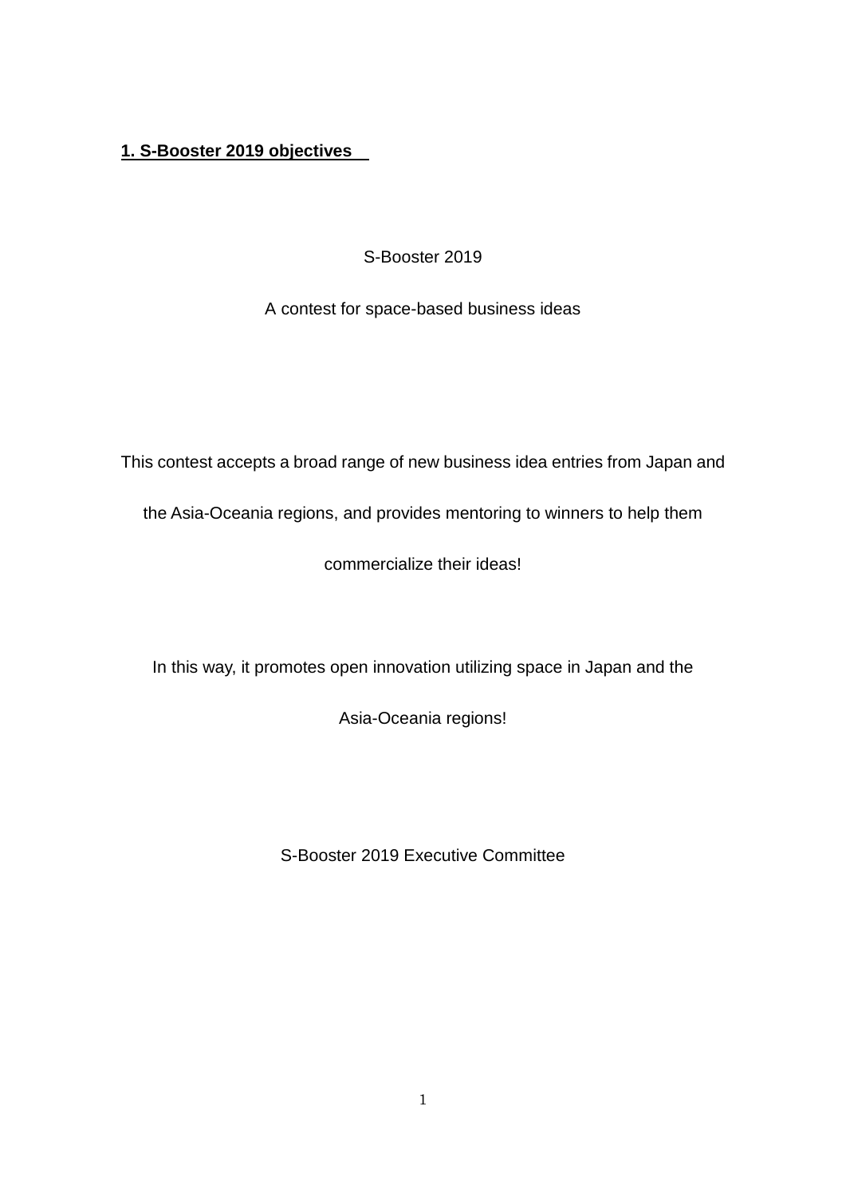## 1. S-Booster 2019 objectives

S-Booster 2019

A contest for space-based business ideas

This contest accepts a broad range of new business idea entries from Japan and the Asia-Oceania regions, and provides mentoring to winners to help them commercialize their ideas!

In this way, it promotes open innovation utilizing space in Japan and the Asia-Oceania regions!

S-Booster 2019 Executive Committee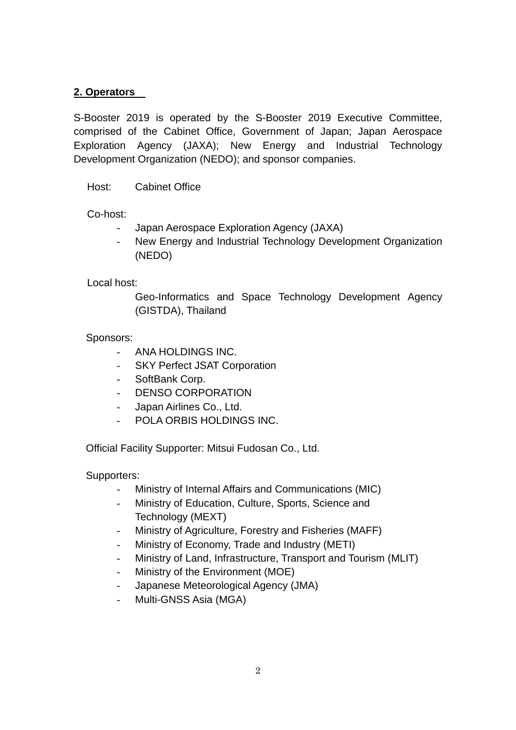## 2. Operators

S-Booster 2019 is operated by the S-Booster 2019 Executive Committee, comprised of the Cabinet Office, Government of Japan; Japan Aerospace Exploration Agency (JAXA); New Energy and Industrial Technology Development Organization (NEDO); and sponsor companies.

Host: Cabinet Office

Co-host:

- Japan Aerospace Exploration Agency (JAXA)
- New Energy and Industrial Technology Development Organization (NEDO)

Local host:

Geo-Informatics and Space Technology Development Agency (GISTDA), Thailand

Sponsors:

- ANA HOLDINGS INC.
- SKY Perfect JSAT Corporation
- SoftBank Corp.
- DENSO CORPORATION
- Japan Airlines Co., Ltd.
- POLA ORBIS HOLDINGS INC.

Official Facility Supporter: Mitsui Fudosan Co., Ltd.

Supporters:

- Ministry of Internal Affairs and Communications (MIC)
- Ministry of Education, Culture, Sports, Science and Technology (MEXT)
- Ministry of Agriculture, Forestry and Fisheries (MAFF)
- Ministry of Economy, Trade and Industry (METI)
- Ministry of Land, Infrastructure, Transport and Tourism (MLIT)
- Ministry of the Environment (MOE)
- Japanese Meteorological Agency (JMA)
- Multi-GNSS Asia (MGA)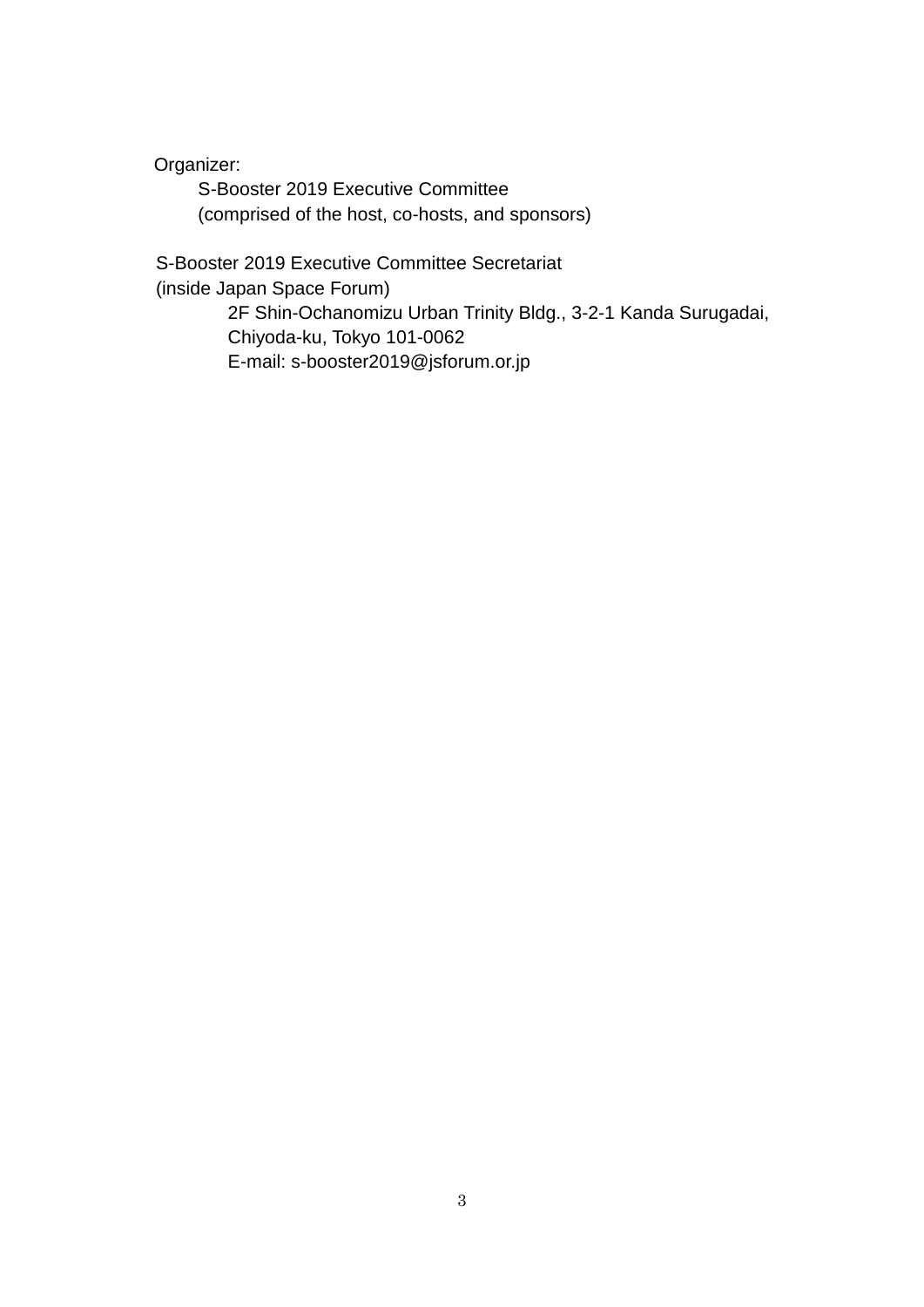Organizer:

S-Booster 2019 Executive Committee
(comprised of the host, co-hosts, and sponsors)

S-Booster 2019 Executive Committee Secretariat
(inside Japan Space Forum)

2F Shin-Ochanomizu Urban Trinity Bldg., 3-2-1 Kanda Surugadai,
Chiyoda-ku, Tokyo 101-0062
E-mail: s-booster2019@jsforum.or.jp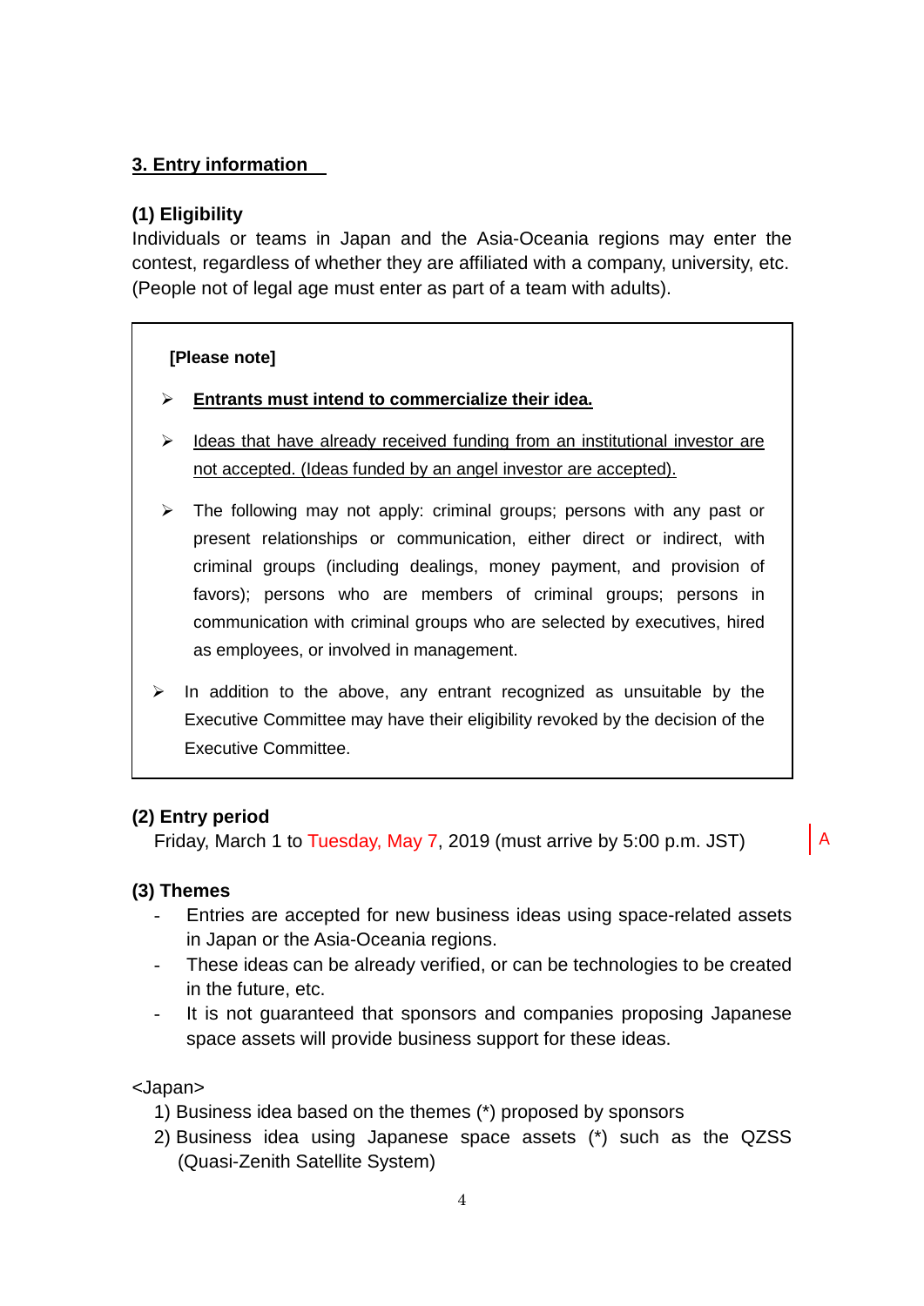## 3. Entry information

### (1) Eligibility

Individuals or teams in Japan and the Asia-Oceania regions may enter the contest, regardless of whether they are affiliated with a company, university, etc. (People not of legal age must enter as part of a team with adults).

> **[Please note]**
>
> - **Entrants must intend to commercialize their idea.**
> - Ideas that have already received funding from an institutional investor are not accepted. (Ideas funded by an angel investor are accepted).
> - The following may not apply: criminal groups; persons with any past or present relationships or communication, either direct or indirect, with criminal groups (including dealings, money payment, and provision of favors); persons who are members of criminal groups; persons in communication with criminal groups who are selected by executives, hired as employees, or involved in management.
> - In addition to the above, any entrant recognized as unsuitable by the Executive Committee may have their eligibility revoked by the decision of the Executive Committee.

### (2) Entry period

Friday, March 1 to Tuesday, May 7, 2019 (must arrive by 5:00 p.m. JST)

A

### (3) Themes

- Entries are accepted for new business ideas using space-related assets in Japan or the Asia-Oceania regions.
- These ideas can be already verified, or can be technologies to be created in the future, etc.
- It is not guaranteed that sponsors and companies proposing Japanese space assets will provide business support for these ideas.

<Japan>

1) Business idea based on the themes (*) proposed by sponsors
2) Business idea using Japanese space assets (*) such as the QZSS (Quasi-Zenith Satellite System)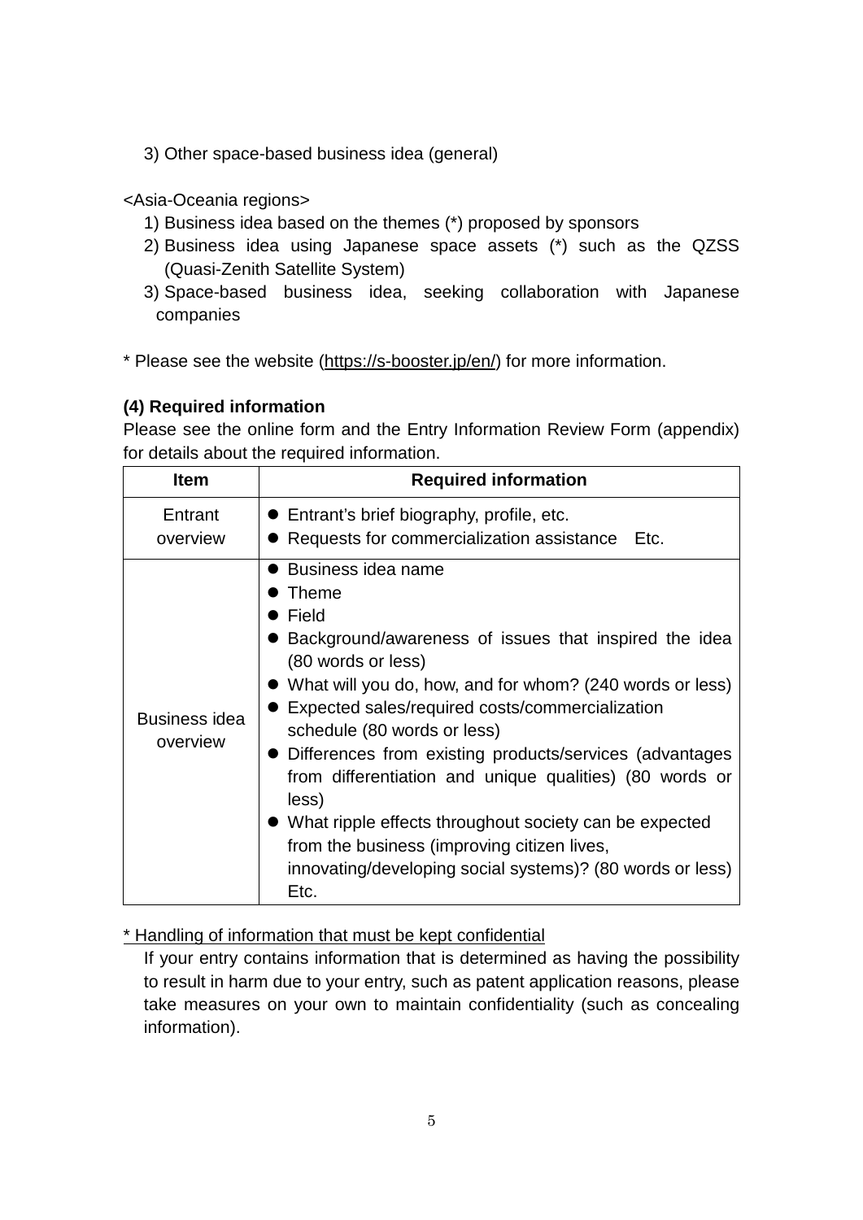3) Other space-based business idea (general)

<Asia-Oceania regions>

1) Business idea based on the themes (*) proposed by sponsors
2) Business idea using Japanese space assets (*) such as the QZSS (Quasi-Zenith Satellite System)
3) Space-based business idea, seeking collaboration with Japanese companies

* Please see the website (https://s-booster.jp/en/) for more information.

**(4) Required information**

Please see the online form and the Entry Information Review Form (appendix) for details about the required information.

| Item | Required information |
|---|---|
| Entrant overview | ● Entrant's brief biography, profile, etc.<br>● Requests for commercialization assistance　Etc. |
| Business idea overview | ● Business idea name<br>● Theme<br>● Field<br>● Background/awareness of issues that inspired the idea (80 words or less)<br>● What will you do, how, and for whom? (240 words or less)<br>● Expected sales/required costs/commercialization schedule (80 words or less)<br>● Differences from existing products/services (advantages from differentiation and unique qualities) (80 words or less)<br>● What ripple effects throughout society can be expected from the business (improving citizen lives, innovating/developing social systems)? (80 words or less)<br>Etc. |

* Handling of information that must be kept confidential

If your entry contains information that is determined as having the possibility to result in harm due to your entry, such as patent application reasons, please take measures on your own to maintain confidentiality (such as concealing information).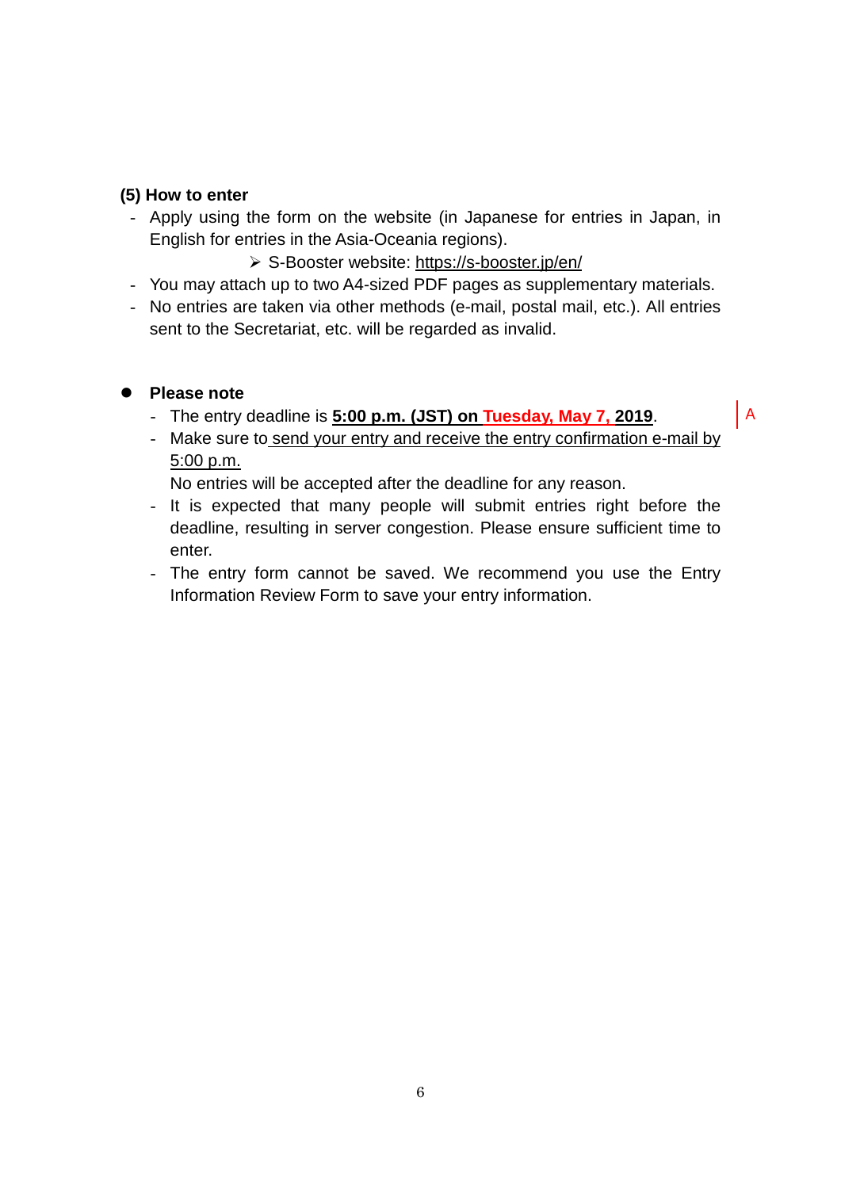### (5) How to enter

- Apply using the form on the website (in Japanese for entries in Japan, in English for entries in the Asia-Oceania regions).
  - ➢ S-Booster website: https://s-booster.jp/en/
- You may attach up to two A4-sized PDF pages as supplementary materials.
- No entries are taken via other methods (e-mail, postal mail, etc.). All entries sent to the Secretariat, etc. will be regarded as invalid.

### Please note

- The entry deadline is **5:00 p.m. (JST) on Tuesday, May 7, 2019**. A
- Make sure to send your entry and receive the entry confirmation e-mail by 5:00 p.m.
  No entries will be accepted after the deadline for any reason.
- It is expected that many people will submit entries right before the deadline, resulting in server congestion. Please ensure sufficient time to enter.
- The entry form cannot be saved. We recommend you use the Entry Information Review Form to save your entry information.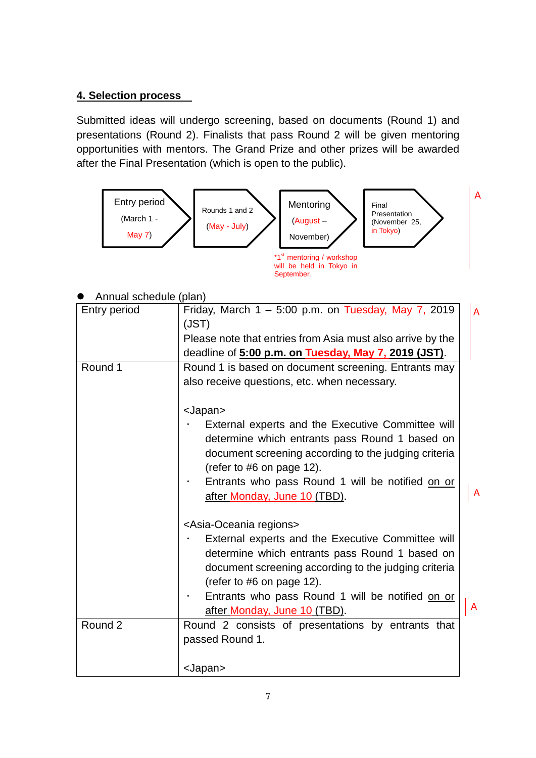## 4. Selection process

Submitted ideas will undergo screening, based on documents (Round 1) and presentations (Round 2). Finalists that pass Round 2 will be given mentoring opportunities with mentors. The Grand Prize and other prizes will be awarded after the Final Presentation (which is open to the public).

Entry period (March 1 - May 7) → Rounds 1 and 2 (May - July) → Mentoring (August – November) → Final Presentation (November 25, in Tokyo)

*1st mentoring / workshop will be held in Tokyo in September.

A

- Annual schedule (plan)

| Entry period | Friday, March 1 – 5:00 p.m. on Tuesday, May 7, 2019 (JST)<br>Please note that entries from Asia must also arrive by the deadline of **5:00 p.m. on Tuesday, May 7, 2019 (JST)**. |
|---|---|
| Round 1 | Round 1 is based on document screening. Entrants may also receive questions, etc. when necessary.<br><br>&lt;Japan&gt;<br>・ External experts and the Executive Committee will determine which entrants pass Round 1 based on document screening according to the judging criteria (refer to #6 on page 12).<br>・ Entrants who pass Round 1 will be notified on or after Monday, June 10 (TBD).<br><br>&lt;Asia-Oceania regions&gt;<br>・ External experts and the Executive Committee will determine which entrants pass Round 1 based on document screening according to the judging criteria (refer to #6 on page 12).<br>・ Entrants who pass Round 1 will be notified on or after Monday, June 10 (TBD). |
| Round 2 | Round 2 consists of presentations by entrants that passed Round 1.<br><br>&lt;Japan&gt; |

A

A

A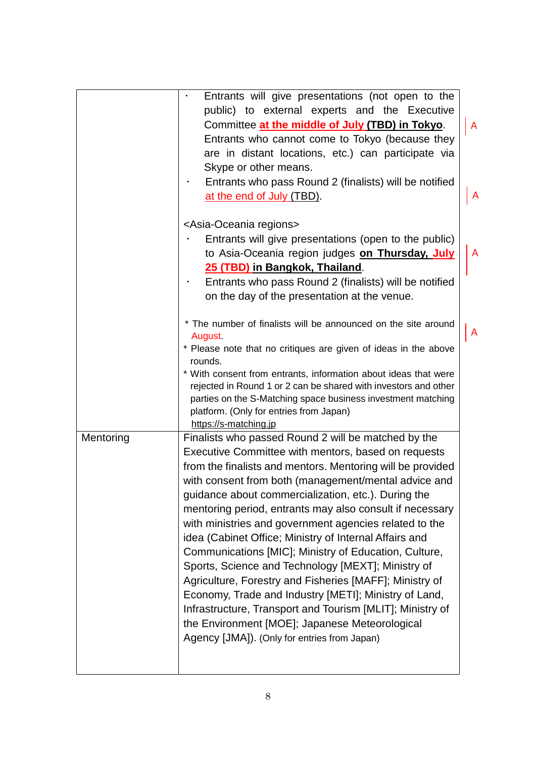| | |
|---|---|
| | ・ Entrants will give presentations (not open to the public) to external experts and the Executive Committee **at the middle of July (TBD) in Tokyo**. Entrants who cannot come to Tokyo (because they are in distant locations, etc.) can participate via Skype or other means.<br>・ Entrants who pass Round 2 (finalists) will be notified at the end of July (TBD).<br><br><Asia-Oceania regions><br>・ Entrants will give presentations (open to the public) to Asia-Oceania region judges **on Thursday, July 25 (TBD) in Bangkok, Thailand**.<br>・ Entrants who pass Round 2 (finalists) will be notified on the day of the presentation at the venue.<br><br>* The number of finalists will be announced on the site around August.<br>* Please note that no critiques are given of ideas in the above rounds.<br>* With consent from entrants, information about ideas that were rejected in Round 1 or 2 can be shared with investors and other parties on the S-Matching space business investment matching platform. (Only for entries from Japan)<br>https://s-matching.jp |
| Mentoring | Finalists who passed Round 2 will be matched by the Executive Committee with mentors, based on requests from the finalists and mentors. Mentoring will be provided with consent from both (management/mental advice and guidance about commercialization, etc.). During the mentoring period, entrants may also consult if necessary with ministries and government agencies related to the idea (Cabinet Office; Ministry of Internal Affairs and Communications [MIC]; Ministry of Education, Culture, Sports, Science and Technology [MEXT]; Ministry of Agriculture, Forestry and Fisheries [MAFF]; Ministry of Economy, Trade and Industry [METI]; Ministry of Land, Infrastructure, Transport and Tourism [MLIT]; Ministry of the Environment [MOE]; Japanese Meteorological Agency [JMA]). (Only for entries from Japan) |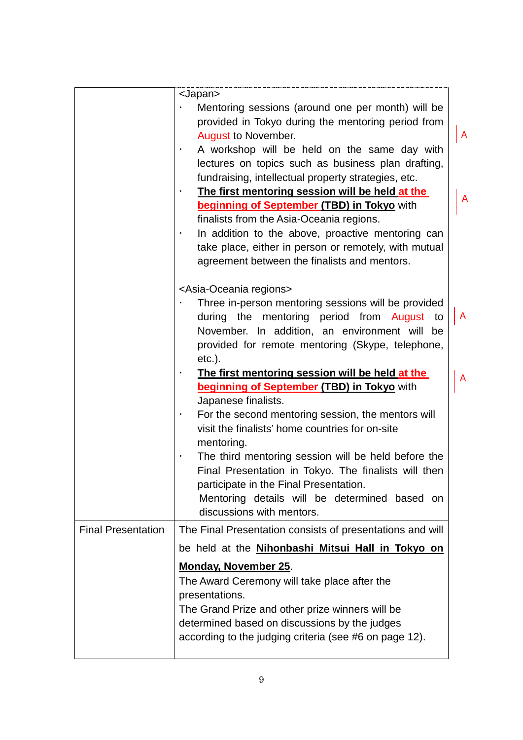| | |
|---|---|
| | <Japan><br>・ Mentoring sessions (around one per month) will be provided in Tokyo during the mentoring period from August to November.<br>・ A workshop will be held on the same day with lectures on topics such as business plan drafting, fundraising, intellectual property strategies, etc.<br>・ **The first mentoring session will be held at the beginning of September (TBD) in Tokyo** with finalists from the Asia-Oceania regions.<br>・ In addition to the above, proactive mentoring can take place, either in person or remotely, with mutual agreement between the finalists and mentors.<br><br><Asia-Oceania regions><br>・ Three in-person mentoring sessions will be provided during the mentoring period from August to November. In addition, an environment will be provided for remote mentoring (Skype, telephone, etc.).<br>・ **The first mentoring session will be held at the beginning of September (TBD) in Tokyo** with Japanese finalists.<br>・ For the second mentoring session, the mentors will visit the finalists' home countries for on-site mentoring.<br>・ The third mentoring session will be held before the Final Presentation in Tokyo. The finalists will then participate in the Final Presentation.<br>Mentoring details will be determined based on discussions with mentors. |
| Final Presentation | The Final Presentation consists of presentations and will be held at the **Nihonbashi Mitsui Hall in Tokyo on Monday, November 25**.<br>The Award Ceremony will take place after the presentations.<br>The Grand Prize and other prize winners will be determined based on discussions by the judges according to the judging criteria (see #6 on page 12). |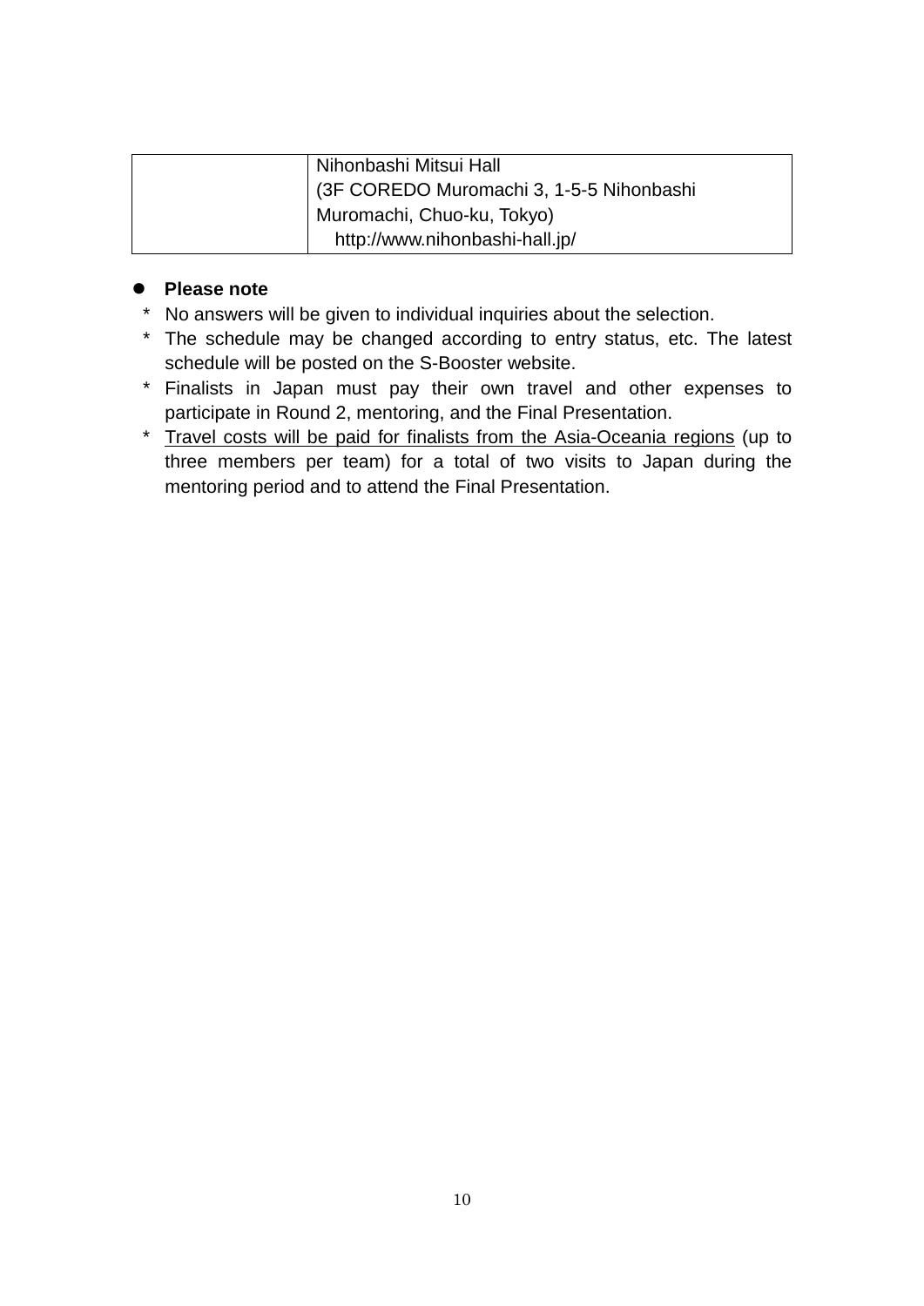| | |
|---|---|
| | Nihonbashi Mitsui Hall<br>(3F COREDO Muromachi 3, 1-5-5 Nihonbashi Muromachi, Chuo-ku, Tokyo)<br>http://www.nihonbashi-hall.jp/ |

- **Please note**

  * No answers will be given to individual inquiries about the selection.
  * The schedule may be changed according to entry status, etc. The latest schedule will be posted on the S-Booster website.
  * Finalists in Japan must pay their own travel and other expenses to participate in Round 2, mentoring, and the Final Presentation.
  * Travel costs will be paid for finalists from the Asia-Oceania regions (up to three members per team) for a total of two visits to Japan during the mentoring period and to attend the Final Presentation.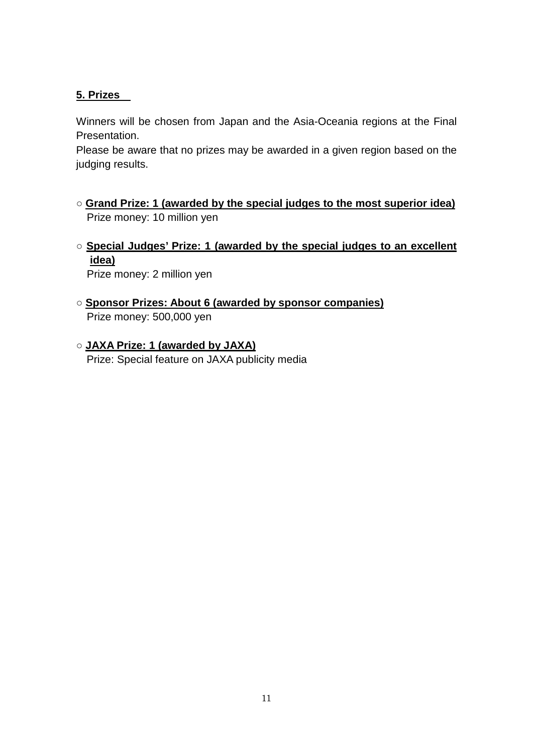## 5. Prizes

Winners will be chosen from Japan and the Asia-Oceania regions at the Final Presentation.
Please be aware that no prizes may be awarded in a given region based on the judging results.

○ **Grand Prize: 1 (awarded by the special judges to the most superior idea)**
Prize money: 10 million yen

○ **Special Judges' Prize: 1 (awarded by the special judges to an excellent idea)**
Prize money: 2 million yen

○ **Sponsor Prizes: About 6 (awarded by sponsor companies)**
Prize money: 500,000 yen

○ **JAXA Prize: 1 (awarded by JAXA)**
Prize: Special feature on JAXA publicity media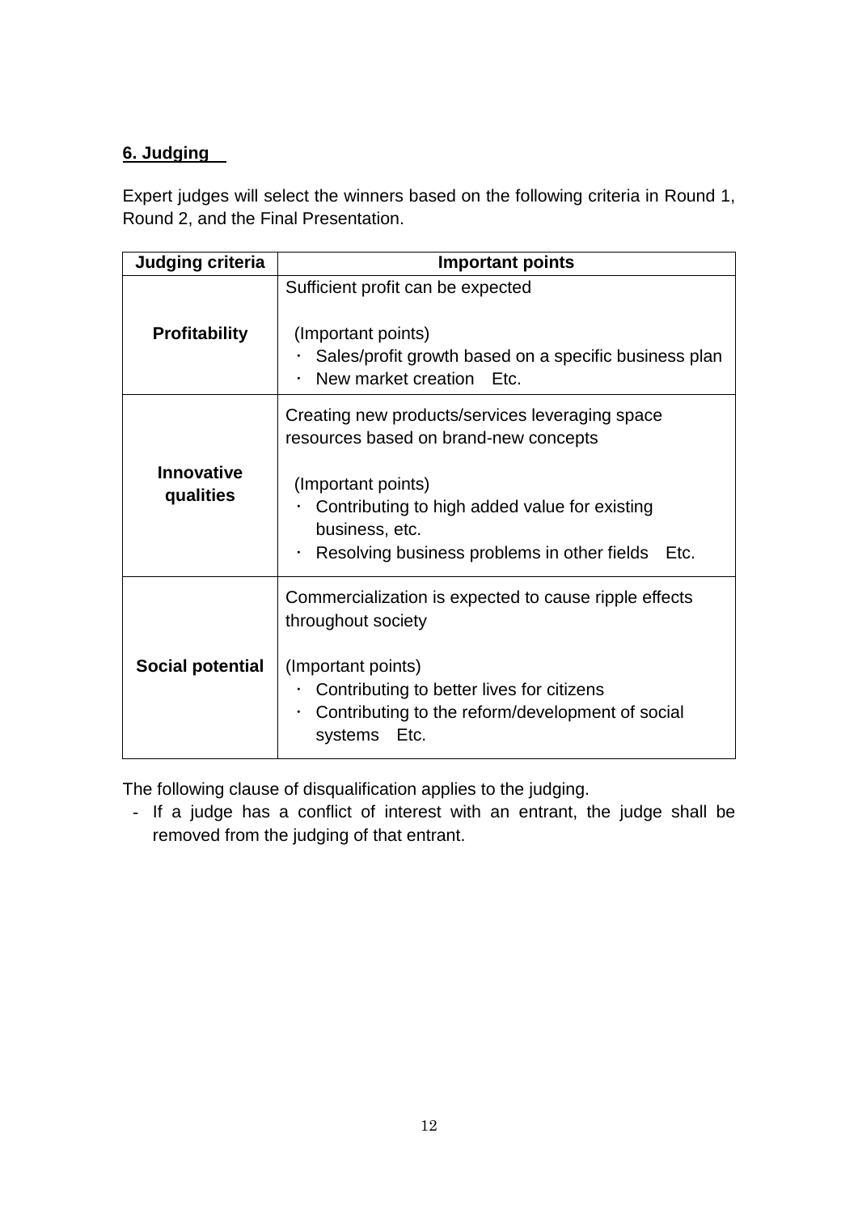## 6. Judging

Expert judges will select the winners based on the following criteria in Round 1, Round 2, and the Final Presentation.

| Judging criteria | Important points |
|---|---|
| **Profitability** | Sufficient profit can be expected<br><br>(Important points)<br>・ Sales/profit growth based on a specific business plan<br>・ New market creation Etc. |
| **Innovative qualities** | Creating new products/services leveraging space resources based on brand-new concepts<br><br>(Important points)<br>・ Contributing to high added value for existing business, etc.<br>・ Resolving business problems in other fields Etc. |
| **Social potential** | Commercialization is expected to cause ripple effects throughout society<br><br>(Important points)<br>・ Contributing to better lives for citizens<br>・ Contributing to the reform/development of social systems Etc. |

The following clause of disqualification applies to the judging.

- If a judge has a conflict of interest with an entrant, the judge shall be removed from the judging of that entrant.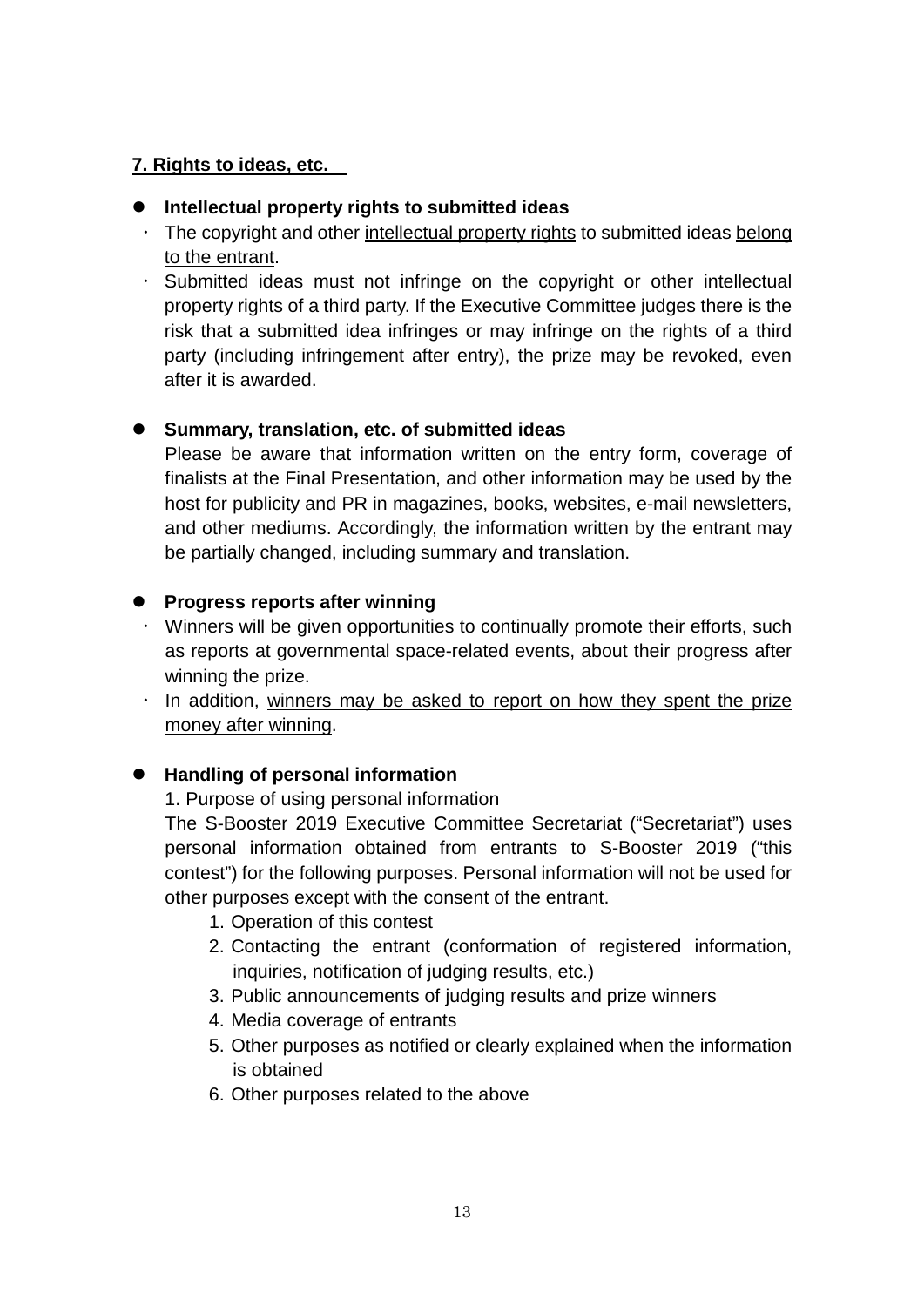## 7. Rights to ideas, etc.

- **Intellectual property rights to submitted ideas**
  - The copyright and other intellectual property rights to submitted ideas belong to the entrant.
  - Submitted ideas must not infringe on the copyright or other intellectual property rights of a third party. If the Executive Committee judges there is the risk that a submitted idea infringes or may infringe on the rights of a third party (including infringement after entry), the prize may be revoked, even after it is awarded.

- **Summary, translation, etc. of submitted ideas**

  Please be aware that information written on the entry form, coverage of finalists at the Final Presentation, and other information may be used by the host for publicity and PR in magazines, books, websites, e-mail newsletters, and other mediums. Accordingly, the information written by the entrant may be partially changed, including summary and translation.

- **Progress reports after winning**
  - Winners will be given opportunities to continually promote their efforts, such as reports at governmental space-related events, about their progress after winning the prize.
  - In addition, winners may be asked to report on how they spent the prize money after winning.

- **Handling of personal information**

  1. Purpose of using personal information

  The S-Booster 2019 Executive Committee Secretariat ("Secretariat") uses personal information obtained from entrants to S-Booster 2019 ("this contest") for the following purposes. Personal information will not be used for other purposes except with the consent of the entrant.

  1. Operation of this contest
  2. Contacting the entrant (conformation of registered information, inquiries, notification of judging results, etc.)
  3. Public announcements of judging results and prize winners
  4. Media coverage of entrants
  5. Other purposes as notified or clearly explained when the information is obtained
  6. Other purposes related to the above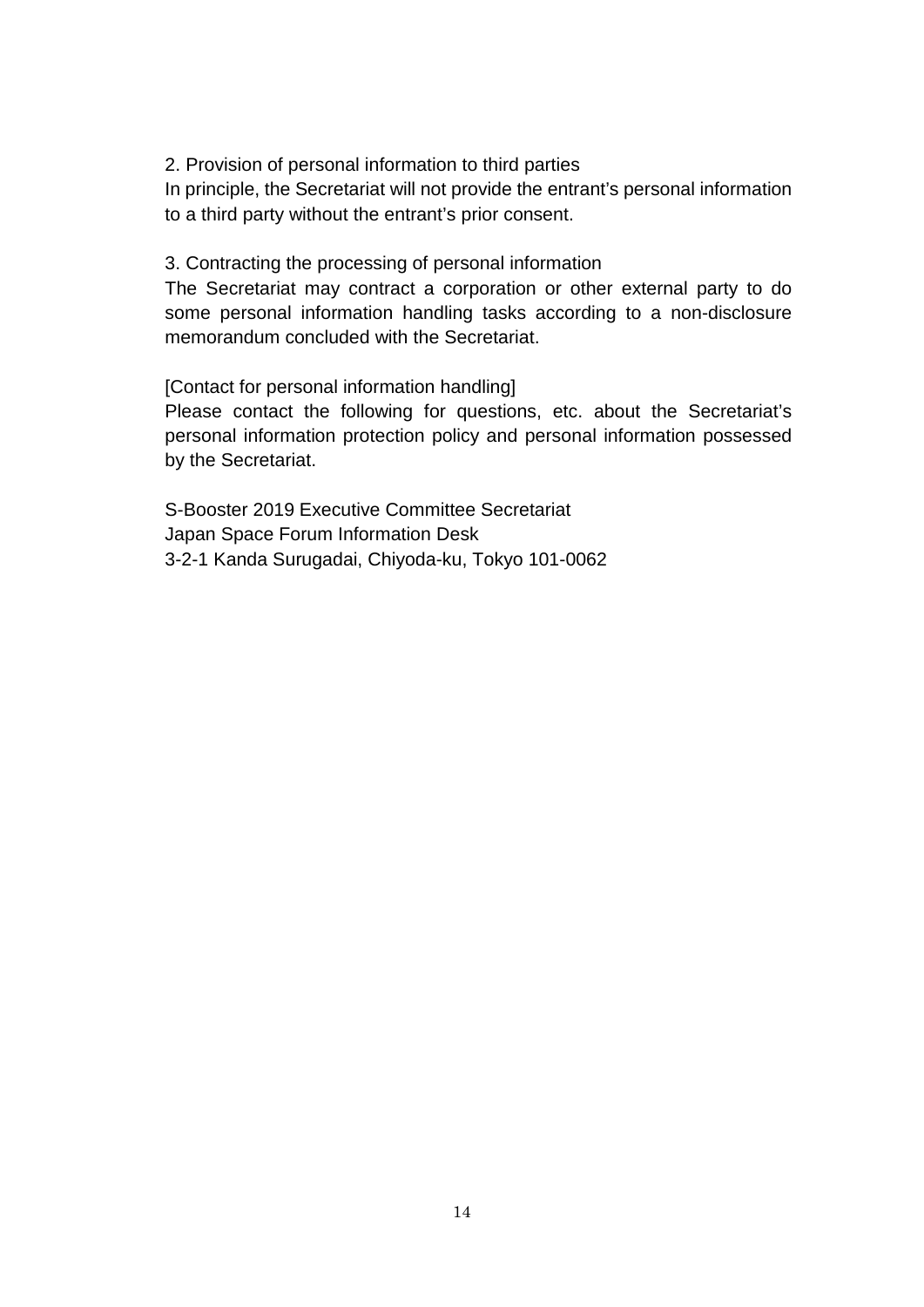2. Provision of personal information to third parties

In principle, the Secretariat will not provide the entrant's personal information to a third party without the entrant's prior consent.

3. Contracting the processing of personal information

The Secretariat may contract a corporation or other external party to do some personal information handling tasks according to a non-disclosure memorandum concluded with the Secretariat.

[Contact for personal information handling]

Please contact the following for questions, etc. about the Secretariat's personal information protection policy and personal information possessed by the Secretariat.

S-Booster 2019 Executive Committee Secretariat
Japan Space Forum Information Desk
3-2-1 Kanda Surugadai, Chiyoda-ku, Tokyo 101-0062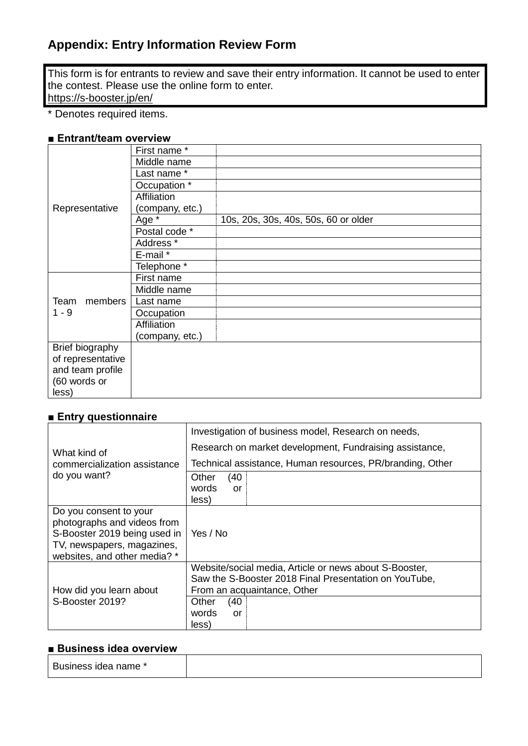## Appendix: Entry Information Review Form

This form is for entrants to review and save their entry information. It cannot be used to enter the contest. Please use the online form to enter.
https://s-booster.jp/en/

* Denotes required items.

**■ Entrant/team overview**

| | | |
|---|---|---|
| Representative | First name * | |
| | Middle name | |
| | Last name * | |
| | Occupation * | |
| | Affiliation (company, etc.) | |
| | Age * | 10s, 20s, 30s, 40s, 50s, 60 or older |
| | Postal code * | |
| | Address * | |
| | E-mail * | |
| | Telephone * | |
| Team members 1 - 9 | First name | |
| | Middle name | |
| | Last name | |
| | Occupation | |
| | Affiliation (company, etc.) | |
| Brief biography of representative and team profile (60 words or less) | | |

**■ Entry questionnaire**

| | | |
|---|---|---|
| What kind of commercialization assistance do you want? | Investigation of business model, Research on needs, Research on market development, Fundraising assistance, Technical assistance, Human resources, PR/branding, Other | |
| | Other (40 words or less) | |
| Do you consent to your photographs and videos from S-Booster 2019 being used in TV, newspapers, magazines, websites, and other media? * | Yes / No | |
| How did you learn about S-Booster 2019? | Website/social media, Article or news about S-Booster, Saw the S-Booster 2018 Final Presentation on YouTube, From an acquaintance, Other | |
| | Other (40 words or less) | |

**■ Business idea overview**

| | |
|---|---|
| Business idea name * | |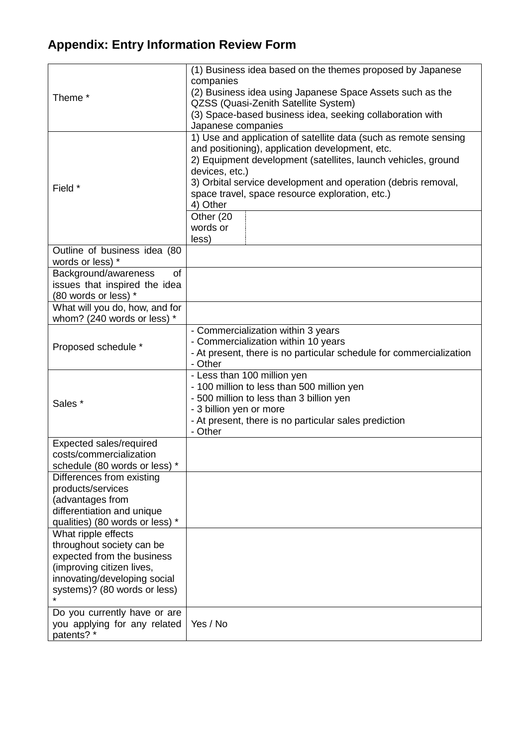## Appendix: Entry Information Review Form

| | | |
|---|---|---|
| Theme * | (1) Business idea based on the themes proposed by Japanese companies<br>(2) Business idea using Japanese Space Assets such as the QZSS (Quasi-Zenith Satellite System)<br>(3) Space-based business idea, seeking collaboration with Japanese companies | |
| Field * | 1) Use and application of satellite data (such as remote sensing and positioning), application development, etc.<br>2) Equipment development (satellites, launch vehicles, ground devices, etc.)<br>3) Orbital service development and operation (debris removal, space travel, space resource exploration, etc.)<br>4) Other | |
| | Other (20 words or less) | |
| Outline of business idea (80 words or less) * | | |
| Background/awareness of issues that inspired the idea (80 words or less) * | | |
| What will you do, how, and for whom? (240 words or less) * | | |
| Proposed schedule * | - Commercialization within 3 years<br>- Commercialization within 10 years<br>- At present, there is no particular schedule for commercialization<br>- Other | |
| Sales * | - Less than 100 million yen<br>- 100 million to less than 500 million yen<br>- 500 million to less than 3 billion yen<br>- 3 billion yen or more<br>- At present, there is no particular sales prediction<br>- Other | |
| Expected sales/required costs/commercialization schedule (80 words or less) * | | |
| Differences from existing products/services (advantages from differentiation and unique qualities) (80 words or less) * | | |
| What ripple effects throughout society can be expected from the business (improving citizen lives, innovating/developing social systems)? (80 words or less) * | | |
| Do you currently have or are you applying for any related patents? * | Yes / No | |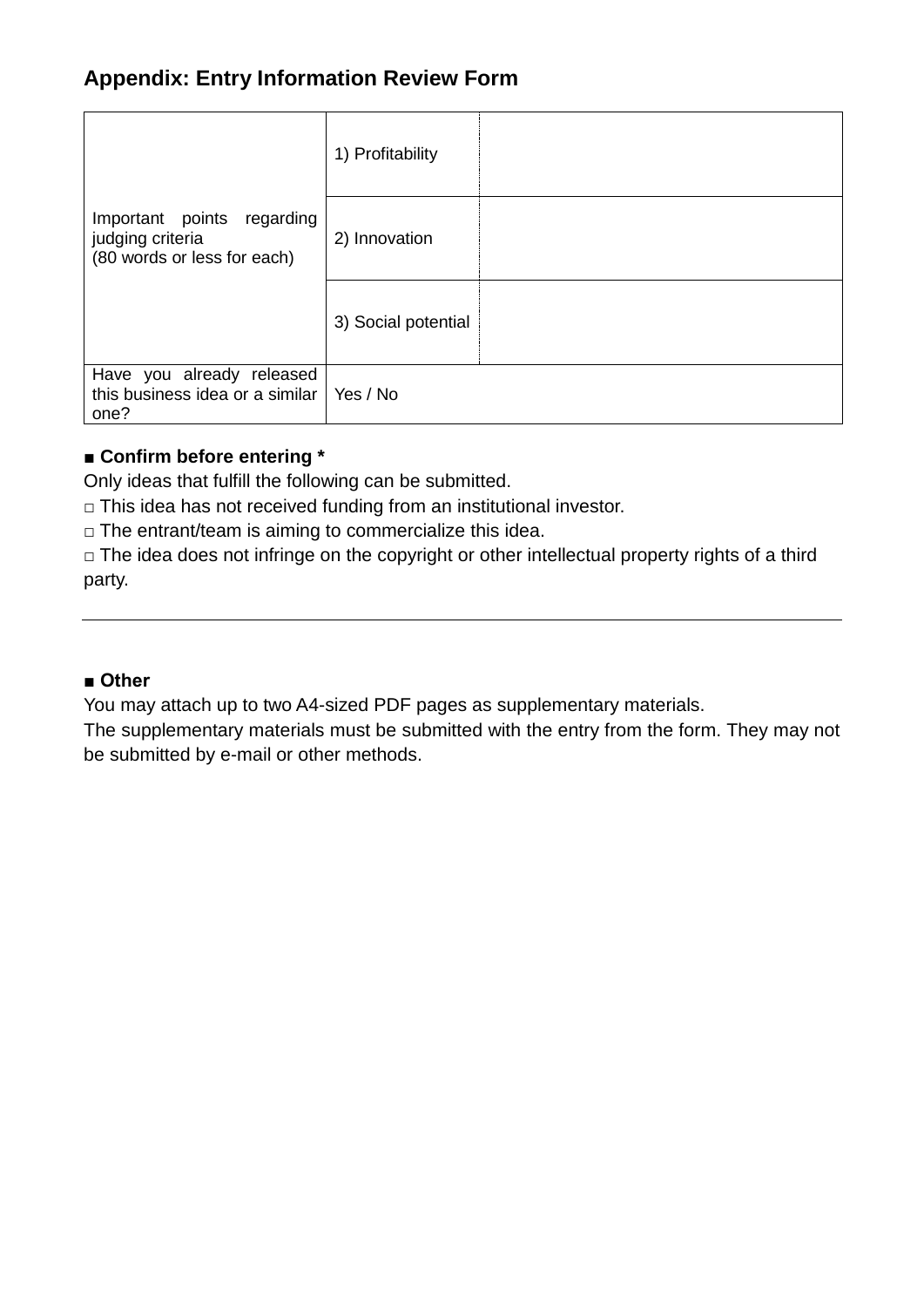## Appendix: Entry Information Review Form

| | | |
|---|---|---|
| Important points regarding judging criteria (80 words or less for each) | 1) Profitability | |
| | 2) Innovation | |
| | 3) Social potential | |
| Have you already released this business idea or a similar one? | Yes / No | |

**■ Confirm before entering ***

Only ideas that fulfill the following can be submitted.

□ This idea has not received funding from an institutional investor.

□ The entrant/team is aiming to commercialize this idea.

□ The idea does not infringe on the copyright or other intellectual property rights of a third party.

---

**■ Other**

You may attach up to two A4-sized PDF pages as supplementary materials.

The supplementary materials must be submitted with the entry from the form. They may not be submitted by e-mail or other methods.